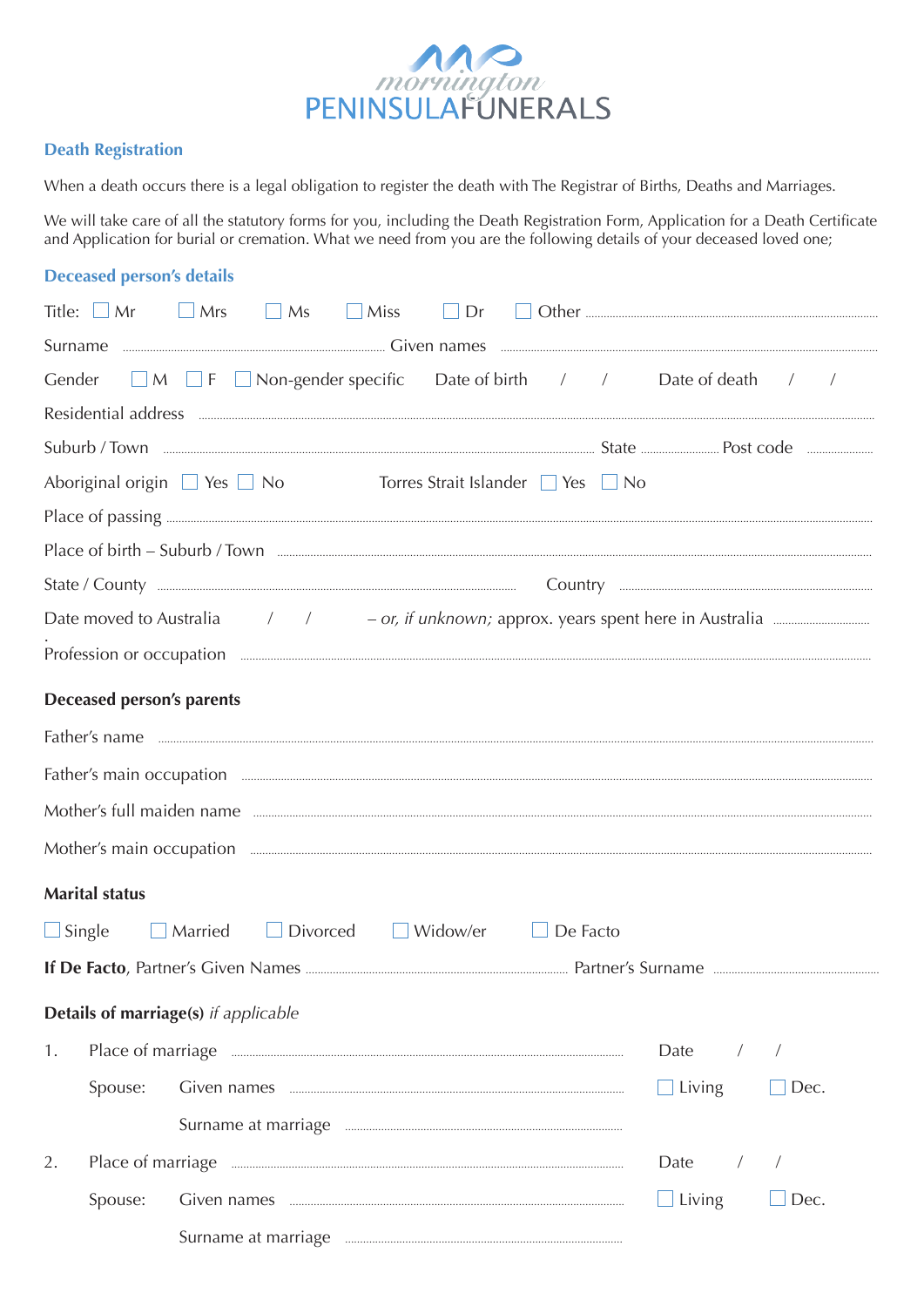mornington PENINSULA FUNERALS

## Death Registration

When a death occurs there is a legal obligation to register the death with The Registrar of Births, Deaths and Marriages.

We will take care of all the statutory forms for you, including the Death Registration Form, Application for a Death Certificate and Application for burial or cremation. What we need from you are the following details of your deceased loved one;

## Deceased person's details

Title: ☐ Mr ☐ Mrs ☐ Ms ☐ Miss ☐ Dr ☐ Other ..............................

Surname .............................. Given names ..............................

Gender ☐ M ☐ F ☐ Non-gender specific Date of birth / / Date of death / /

Residential address ..............................

Suburb / Town .............................. State .............. Post code ..............

Aboriginal origin ☐ Yes ☐ No Torres Strait Islander ☐ Yes ☐ No

Place of passing ..............................

Place of birth – Suburb / Town ..............................

State / County .............................. Country ..............................

Date moved to Australia / / – *or, if unknown;* approx. years spent here in Australia ..............

Profession or occupation ..............................

### Deceased person's parents

Father's name ..............................

Father's main occupation ..............................

Mother's full maiden name ..............................

Mother's main occupation ..............................

### Marital status

☐ Single ☐ Married ☐ Divorced ☐ Widow/er ☐ De Facto

**If De Facto**, Partner's Given Names .............................. Partner's Surname ..............................

### Details of marriage(s) *if applicable*

1. Place of marriage .............................. Date / /

   Spouse: Given names .............................. ☐ Living ☐ Dec.

   Surname at marriage ..............................

2. Place of marriage .............................. Date / /

   Spouse: Given names .............................. ☐ Living ☐ Dec.

   Surname at marriage ..............................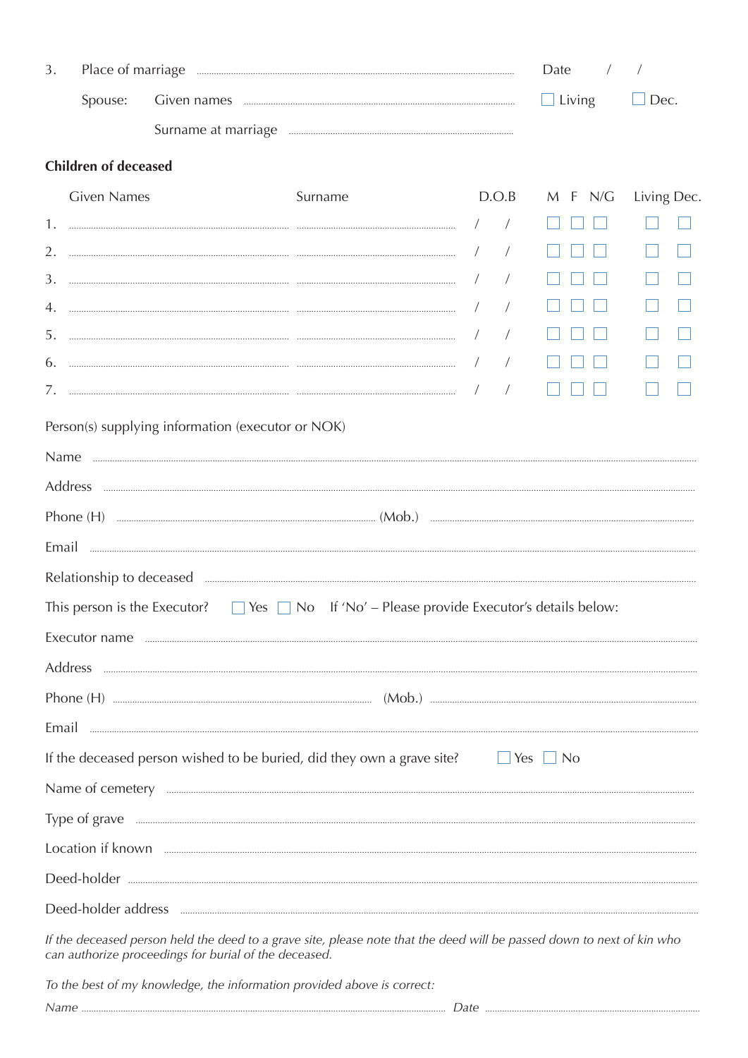3. Place of marriage .................................................. Date / /

Spouse: Given names .................................................. ☐ Living ☐ Dec.

Surname at marriage ..................................................

**Children of deceased**

| | Given Names | Surname | D.O.B | M | F | N/G | Living | Dec. |
|---|---|---|---|---|---|---|---|---|
| 1. | | | / / | ☐ | ☐ | ☐ | ☐ | ☐ |
| 2. | | | / / | ☐ | ☐ | ☐ | ☐ | ☐ |
| 3. | | | / / | ☐ | ☐ | ☐ | ☐ | ☐ |
| 4. | | | / / | ☐ | ☐ | ☐ | ☐ | ☐ |
| 5. | | | / / | ☐ | ☐ | ☐ | ☐ | ☐ |
| 6. | | | / / | ☐ | ☐ | ☐ | ☐ | ☐ |
| 7. | | | / / | ☐ | ☐ | ☐ | ☐ | ☐ |

Person(s) supplying information (executor or NOK)

Name ..................................................

Address ..................................................

Phone (H) .................................................. (Mob.) ..................................................

Email ..................................................

Relationship to deceased ..................................................

This person is the Executor? ☐ Yes ☐ No If 'No' – Please provide Executor's details below:

Executor name ..................................................

Address ..................................................

Phone (H) .................................................. (Mob.) ..................................................

Email ..................................................

If the deceased person wished to be buried, did they own a grave site? ☐ Yes ☐ No

Name of cemetery ..................................................

Type of grave ..................................................

Location if known ..................................................

Deed-holder ..................................................

Deed-holder address ..................................................

*If the deceased person held the deed to a grave site, please note that the deed will be passed down to next of kin who can authorize proceedings for burial of the deceased.*

*To the best of my knowledge, the information provided above is correct:*

*Name* .................................................. *Date* ..................................................